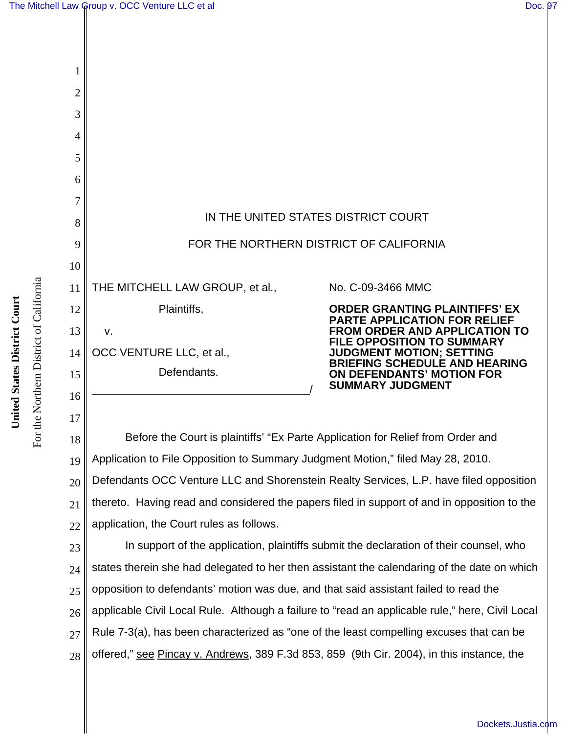IN THE UNITED STATES DISTRICT COURT

FOR THE NORTHERN DISTRICT OF CALIFORNIA

THE MITCHELL LAW GROUP, et al.,

Plaintiffs,

v.

OCC VENTURE LLC, et al.,

Defendants.

No. C-09-3466 MMC

**ORDER GRANTING PLAINTIFFS' EX PARTE APPLICATION FOR RELIEF FROM ORDER AND APPLICATION TO FILE OPPOSITION TO SUMMARY JUDGMENT MOTION; SETTING BRIEFING SCHEDULE AND HEARING ON DEFENDANTS' MOTION FOR SUMMARY JUDGMENT**

Before the Court is plaintiffs' "Ex Parte Application for Relief from Order and Application to File Opposition to Summary Judgment Motion," filed May 28, 2010. Defendants OCC Venture LLC and Shorenstein Realty Services, L.P. have filed opposition thereto. Having read and considered the papers filed in support of and in opposition to the application, the Court rules as follows.

In support of the application, plaintiffs submit the declaration of their counsel, who states therein she had delegated to her then assistant the calendaring of the date on which opposition to defendants' motion was due, and that said assistant failed to read the applicable Civil Local Rule. Although a failure to "read an applicable rule," here, Civil Local Rule 7-3(a), has been characterized as "one of the least compelling excuses that can be offered," see Pincay v. Andrews, 389 F.3d 853, 859 (9th Cir. 2004), in this instance, the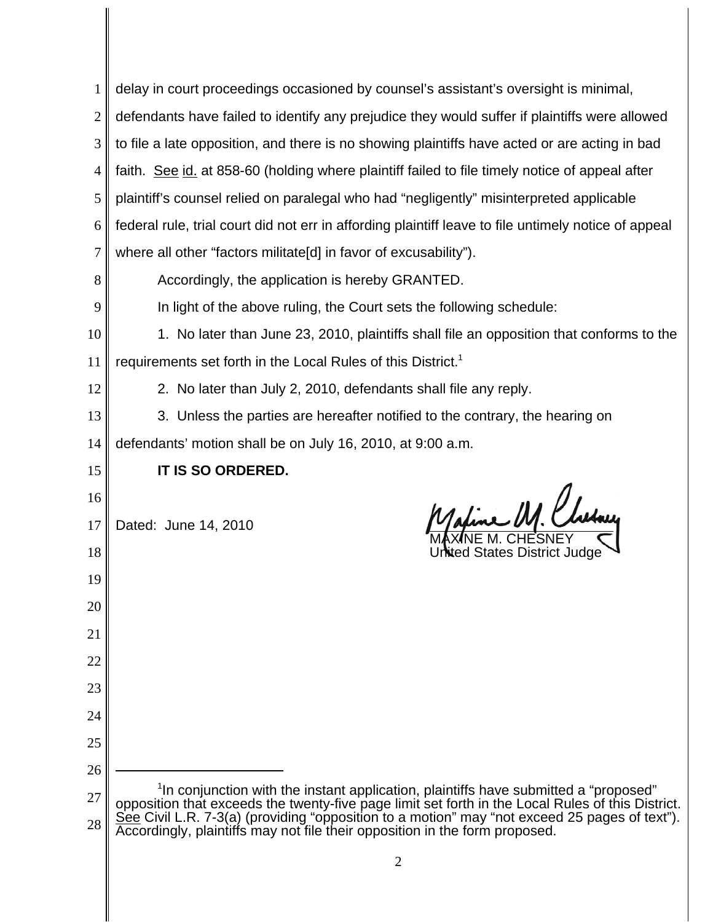delay in court proceedings occasioned by counsel's assistant's oversight is minimal, defendants have failed to identify any prejudice they would suffer if plaintiffs were allowed to file a late opposition, and there is no showing plaintiffs have acted or are acting in bad faith. See id. at 858-60 (holding where plaintiff failed to file timely notice of appeal after plaintiff's counsel relied on paralegal who had "negligently" misinterpreted applicable federal rule, trial court did not err in affording plaintiff leave to file untimely notice of appeal where all other "factors militate[d] in favor of excusability").

Accordingly, the application is hereby GRANTED.

In light of the above ruling, the Court sets the following schedule:

1. No later than June 23, 2010, plaintiffs shall file an opposition that conforms to the requirements set forth in the Local Rules of this District.[1]

2. No later than July 2, 2010, defendants shall file any reply.

3. Unless the parties are hereafter notified to the contrary, the hearing on defendants' motion shall be on July 16, 2010, at 9:00 a.m.

**IT IS SO ORDERED.**

Dated: June 14, 2010

MAXINE M. CHESNEY
United States District Judge

---

[1]In conjunction with the instant application, plaintiffs have submitted a "proposed" opposition that exceeds the twenty-five page limit set forth in the Local Rules of this District. See Civil L.R. 7-3(a) (providing "opposition to a motion" may "not exceed 25 pages of text"). Accordingly, plaintiffs may not file their opposition in the form proposed.